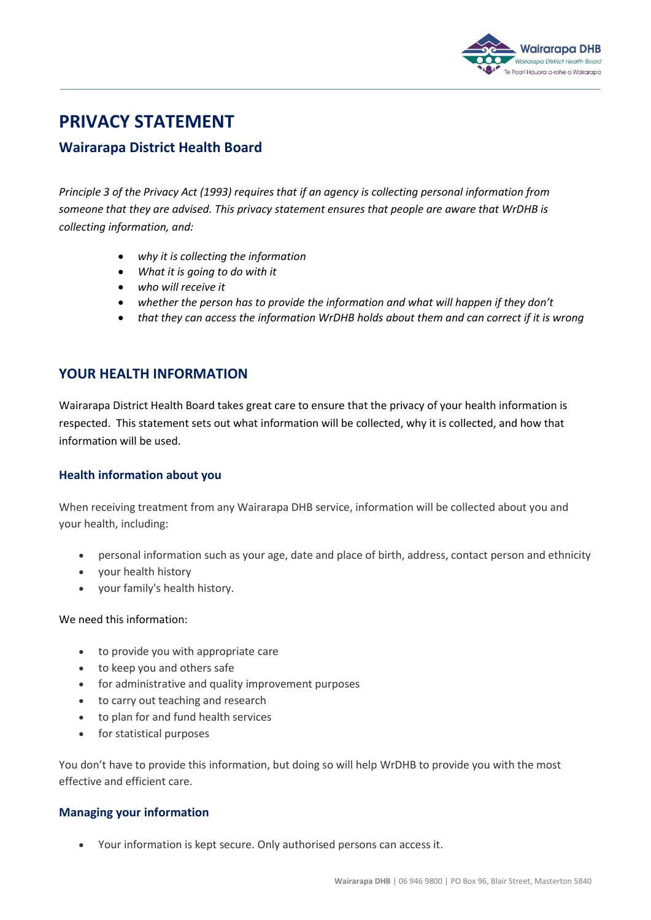# PRIVACY STATEMENT

## Wairarapa District Health Board

*Principle 3 of the Privacy Act (1993) requires that if an agency is collecting personal information from someone that they are advised. This privacy statement ensures that people are aware that WrDHB is collecting information, and:*

- *why it is collecting the information*
- *What it is going to do with it*
- *who will receive it*
- *whether the person has to provide the information and what will happen if they don't*
- *that they can access the information WrDHB holds about them and can correct if it is wrong*

## YOUR HEALTH INFORMATION

Wairarapa District Health Board takes great care to ensure that the privacy of your health information is respected. This statement sets out what information will be collected, why it is collected, and how that information will be used.

### Health information about you

When receiving treatment from any Wairarapa DHB service, information will be collected about you and your health, including:

- personal information such as your age, date and place of birth, address, contact person and ethnicity
- your health history
- your family's health history.

We need this information:

- to provide you with appropriate care
- to keep you and others safe
- for administrative and quality improvement purposes
- to carry out teaching and research
- to plan for and fund health services
- for statistical purposes

You don't have to provide this information, but doing so will help WrDHB to provide you with the most effective and efficient care.

### Managing your information

- Your information is kept secure. Only authorised persons can access it.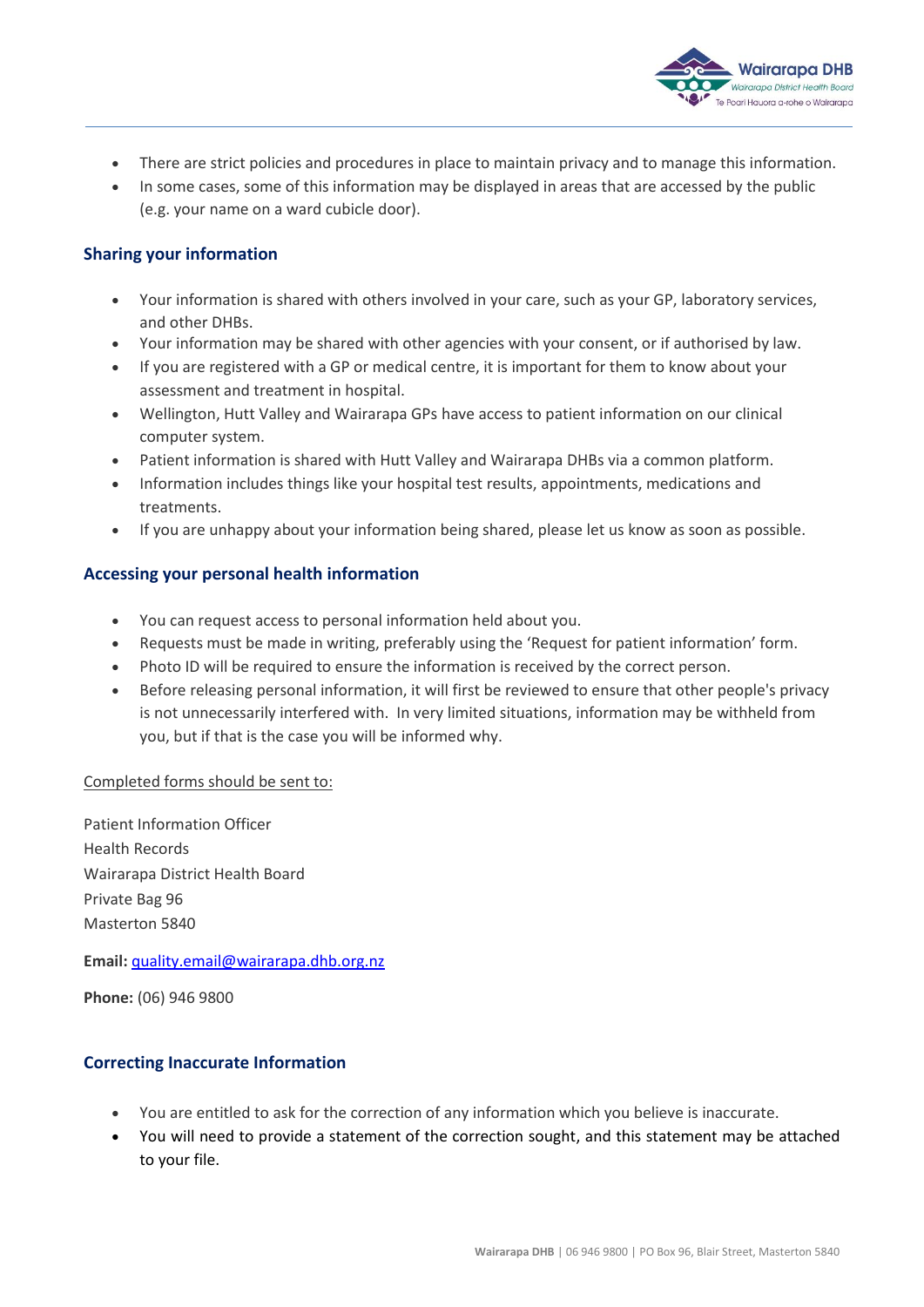- There are strict policies and procedures in place to maintain privacy and to manage this information.
- In some cases, some of this information may be displayed in areas that are accessed by the public (e.g. your name on a ward cubicle door).

### Sharing your information

- Your information is shared with others involved in your care, such as your GP, laboratory services, and other DHBs.
- Your information may be shared with other agencies with your consent, or if authorised by law.
- If you are registered with a GP or medical centre, it is important for them to know about your assessment and treatment in hospital.
- Wellington, Hutt Valley and Wairarapa GPs have access to patient information on our clinical computer system.
- Patient information is shared with Hutt Valley and Wairarapa DHBs via a common platform.
- Information includes things like your hospital test results, appointments, medications and treatments.
- If you are unhappy about your information being shared, please let us know as soon as possible.

### Accessing your personal health information

- You can request access to personal information held about you.
- Requests must be made in writing, preferably using the 'Request for patient information' form.
- Photo ID will be required to ensure the information is received by the correct person.
- Before releasing personal information, it will first be reviewed to ensure that other people's privacy is not unnecessarily interfered with. In very limited situations, information may be withheld from you, but if that is the case you will be informed why.

Completed forms should be sent to:

Patient Information Officer
Health Records
Wairarapa District Health Board
Private Bag 96
Masterton 5840

**Email:** quality.email@wairarapa.dhb.org.nz

**Phone:** (06) 946 9800

### Correcting Inaccurate Information

- You are entitled to ask for the correction of any information which you believe is inaccurate.
- You will need to provide a statement of the correction sought, and this statement may be attached to your file.